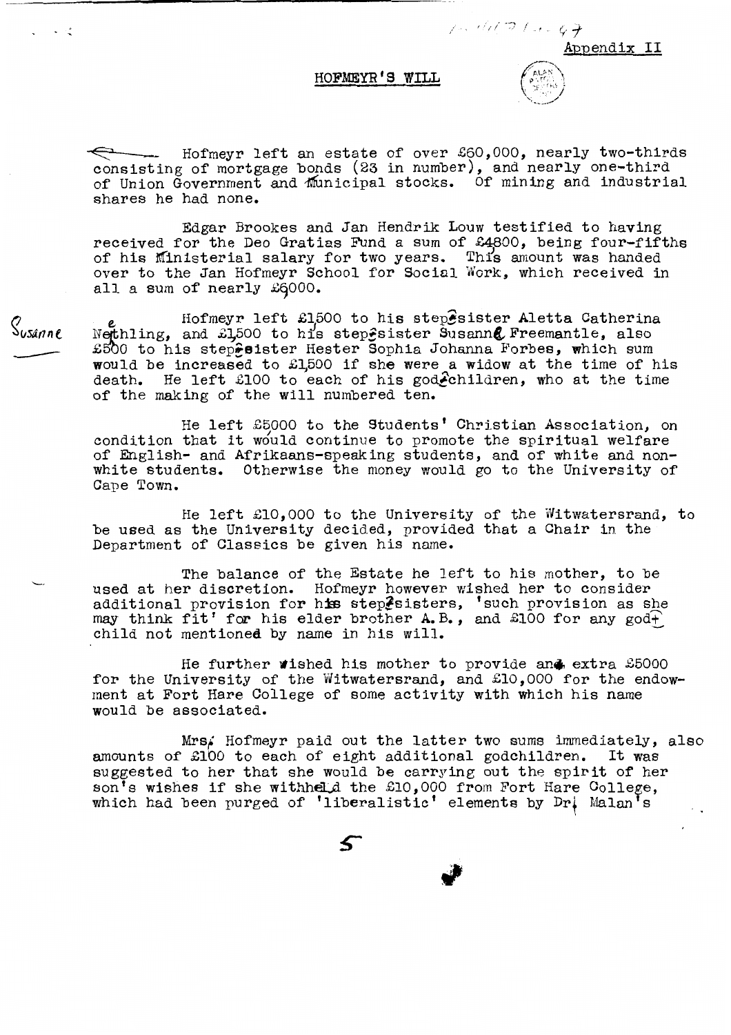Appendix II

## HOFMEYR'S WILL

Hofmeyr left an estate of over £60,000, nearly two-thirds consisting of mortgage bonds (23 in number), and nearly one-third of Union Government and Municipal stocks. Of mining and industrial shares he had none.

Edgar Brookes and Jan Hendrik Louw testified to having received for the Deo Gratias Fund a sum of £4800, being four-fifths of his Ministerial salary for two years. This amount was handed over to the Jan Hofmeyr School for Social Work, which received in all a sum of nearly £6000.

Hofmeyr left £1500 to his step-sister Aletta Catherina Nethling, and £1500 to his step-sister Susanne Freemantle, also £500 to his step-sister Hester Sophia Johanna Forbes, which sum would be increased to £1500 if she were a widow at the time of his death. He left £100 to each of his god-children, who at the time of the making of the will numbered ten.

He left £5000 to the Students' Christian Association, on condition that it would continue to promote the spiritual welfare of English- and Afrikaans-speaking students, and of white and non-white students. Otherwise the money would go to the University of Cape Town.

He left £10,000 to the University of the Witwatersrand, to be used as the University decided, provided that a Chair in the Department of Classics be given his name.

The balance of the Estate he left to his mother, to be used at her discretion. Hofmeyr however wished her to consider additional provision for his step-sisters, 'such provision as she may think fit' for his elder brother A.B., and £100 for any god-child not mentioned by name in his will.

He further wished his mother to provide an extra £5000 for the University of the Witwatersrand, and £10,000 for the endowment at Fort Hare College of some activity with which his name would be associated.

Mrs. Hofmeyr paid out the latter two sums immediately, also amounts of £100 to each of eight additional godchildren. It was suggested to her that she would be carrying out the spirit of her son's wishes if she withheld the £10,000 from Fort Hare College, which had been purged of 'liberalistic' elements by Dr. Malan's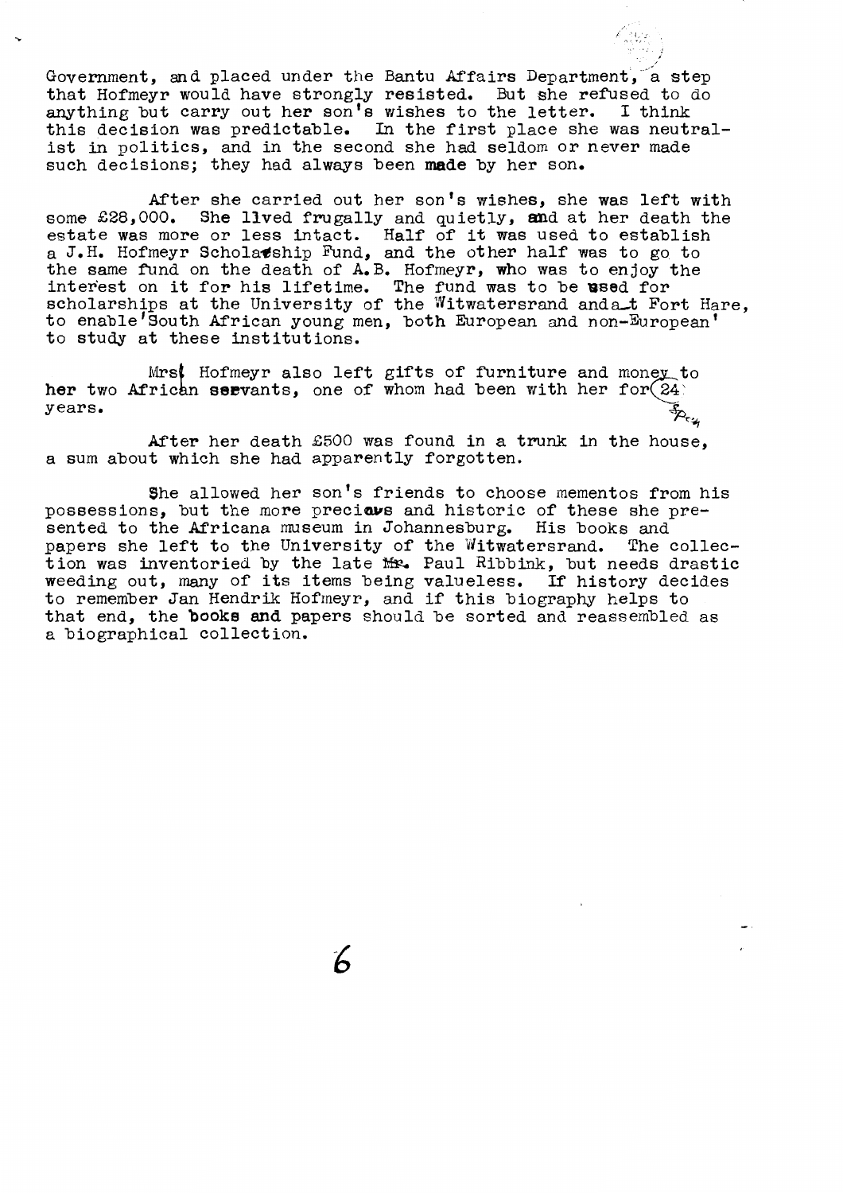Government, and placed under the Bantu Affairs Department, a step that Hofmeyr would have strongly resisted. But she refused to do anything but carry out her son's wishes to the letter. I think this decision was predictable. In the first place she was neutralist in politics, and in the second she had seldom or never made such decisions; they had always been made by her son.

After she carried out her son's wishes, she was left with some £28,000. She lived frugally and quietly, and at her death the estate was more or less intact. Half of it was used to establish a J.H. Hofmeyr Scholarship Fund, and the other half was to go to the same fund on the death of A.B. Hofmeyr, who was to enjoy the interest on it for his lifetime. The fund was to be used for scholarships at the University of the Witwatersrand and at Fort Hare, to enable 'South African young men, both European and non-European' to study at these institutions.

Mrs Hofmeyr also left gifts of furniture and money to her two African servants, one of whom had been with her for 24 years.

After her death £500 was found in a trunk in the house, a sum about which she had apparently forgotten.

She allowed her son's friends to choose mementos from his possessions, but the more precious and historic of these she presented to the Africana museum in Johannesburg. His books and papers she left to the University of the Witwatersrand. The collection was inventoried by the late Mr. Paul Ribbink, but needs drastic weeding out, many of its items being valueless. If history decides to remember Jan Hendrik Hofmeyr, and if this biography helps to that end, the books and papers should be sorted and reassembled as a biographical collection.